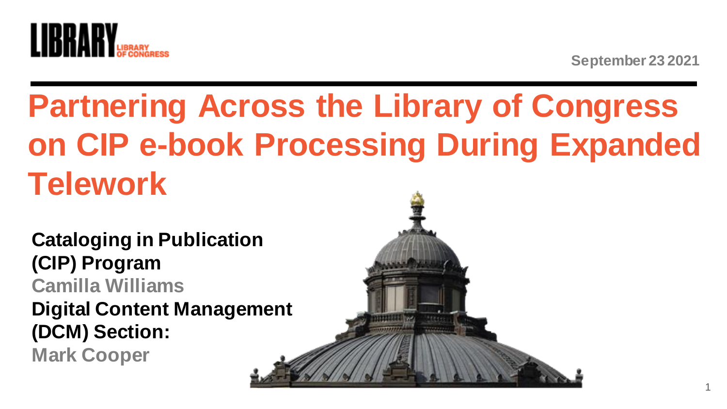LIBRARY OF CONGRESS

September 23 2021

# Partnering Across the Library of Congress on CIP e-book Processing During Expanded Telework

**Cataloging in Publication (CIP) Program**

**Camilla Williams**

**Digital Content Management (DCM) Section:**

**Mark Cooper**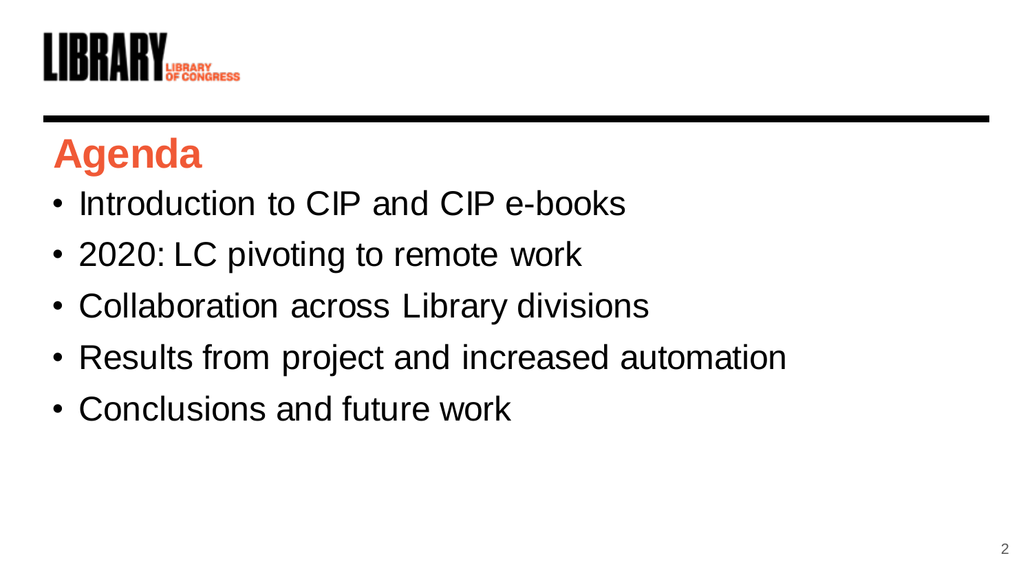## Agenda

- Introduction to CIP and CIP e-books
- 2020: LC pivoting to remote work
- Collaboration across Library divisions
- Results from project and increased automation
- Conclusions and future work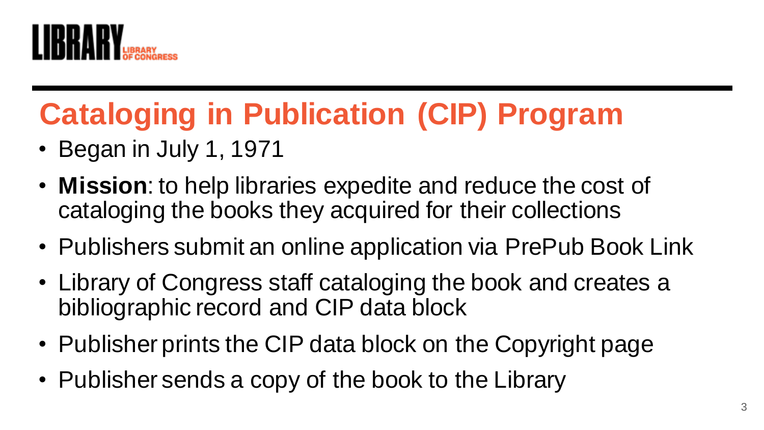# Cataloging in Publication (CIP) Program

- Began in July 1, 1971
- **Mission**: to help libraries expedite and reduce the cost of cataloging the books they acquired for their collections
- Publishers submit an online application via PrePub Book Link
- Library of Congress staff cataloging the book and creates a bibliographic record and CIP data block
- Publisher prints the CIP data block on the Copyright page
- Publisher sends a copy of the book to the Library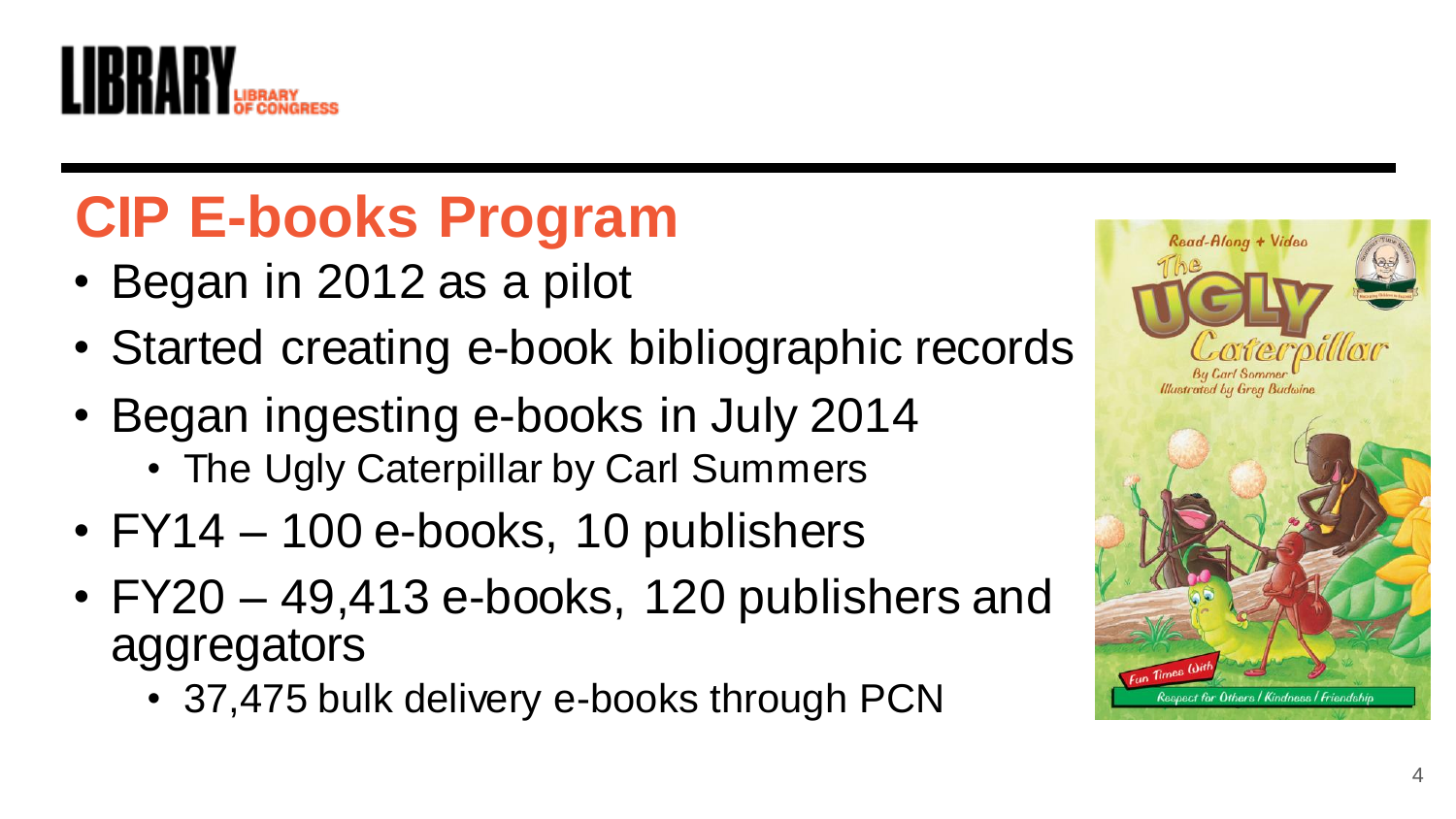# CIP E-books Program

- Began in 2012 as a pilot
- Started creating e-book bibliographic records
- Began ingesting e-books in July 2014
  - The Ugly Caterpillar by Carl Summers
- FY14 – 100 e-books, 10 publishers
- FY20 – 49,413 e-books, 120 publishers and aggregators
  - 37,475 bulk delivery e-books through PCN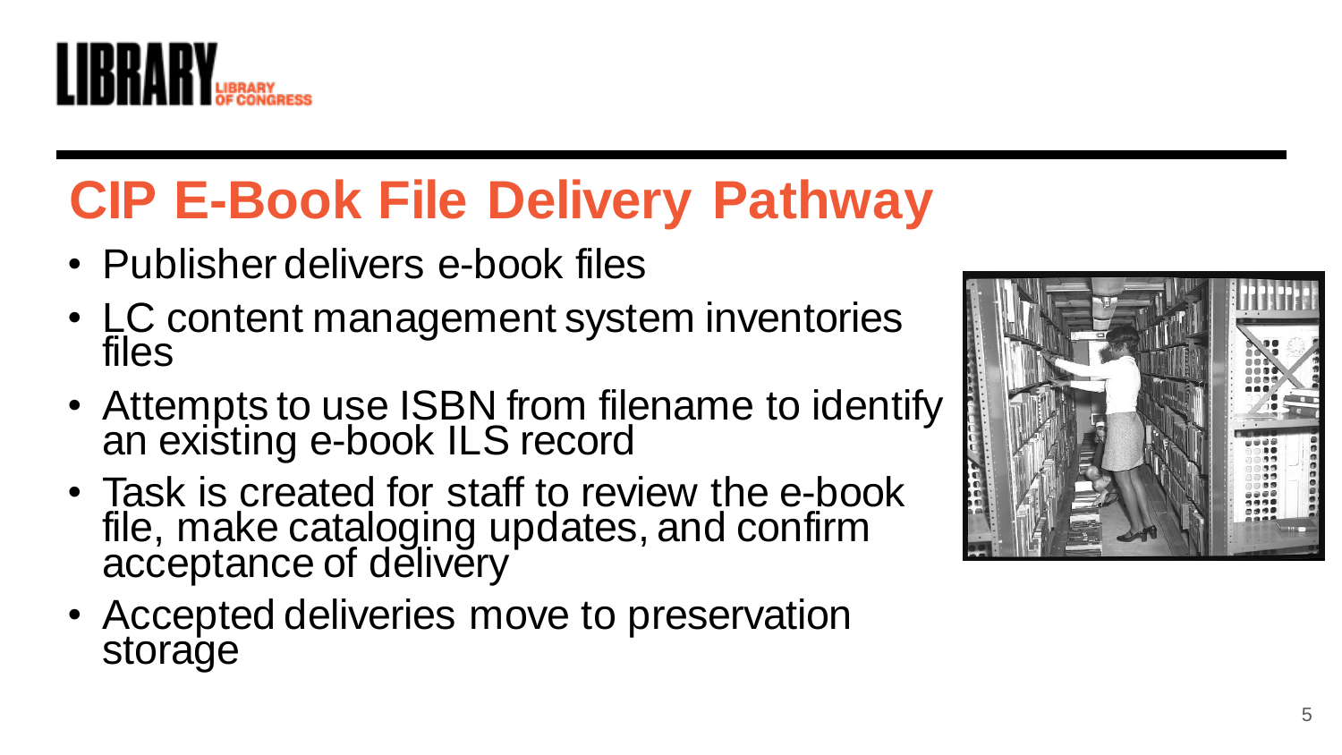# CIP E-Book File Delivery Pathway

- Publisher delivers e-book files
- LC content management system inventories files
- Attempts to use ISBN from filename to identify an existing e-book ILS record
- Task is created for staff to review the e-book file, make cataloging updates, and confirm acceptance of delivery
- Accepted deliveries move to preservation storage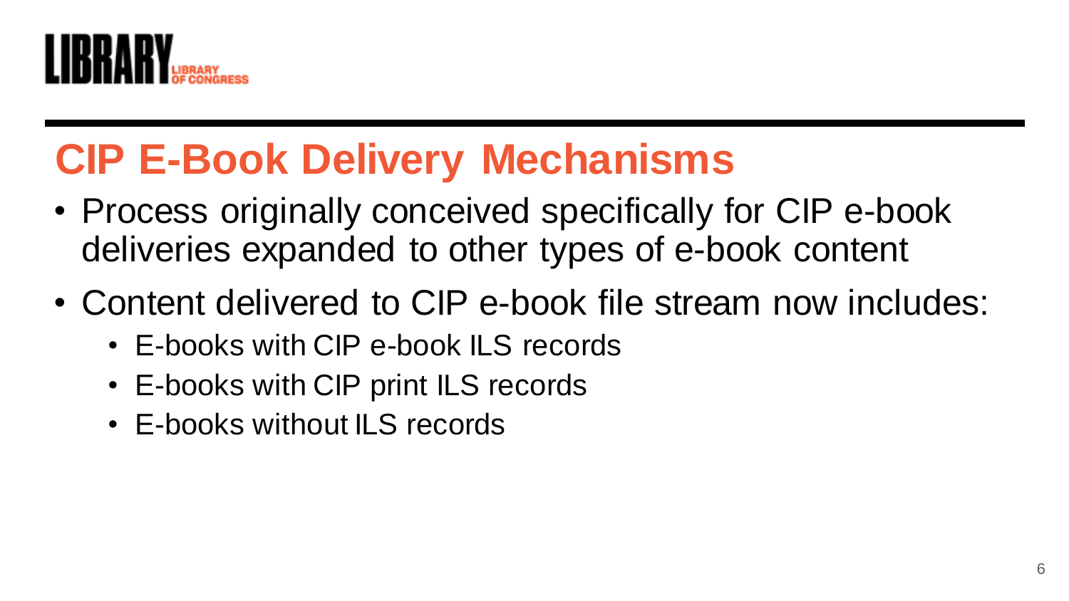# CIP E-Book Delivery Mechanisms

- Process originally conceived specifically for CIP e-book deliveries expanded to other types of e-book content
- Content delivered to CIP e-book file stream now includes:
  - E-books with CIP e-book ILS records
  - E-books with CIP print ILS records
  - E-books without ILS records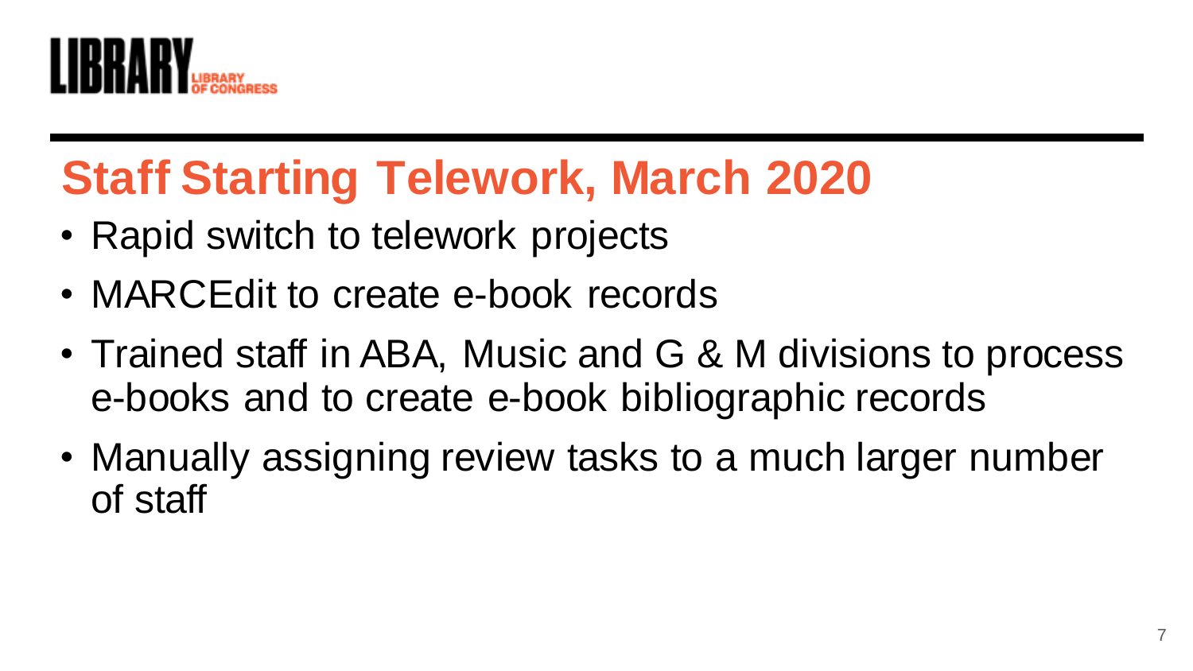# Staff Starting Telework, March 2020

- Rapid switch to telework projects
- MARCEdit to create e-book records
- Trained staff in ABA, Music and G & M divisions to process e-books and to create e-book bibliographic records
- Manually assigning review tasks to a much larger number of staff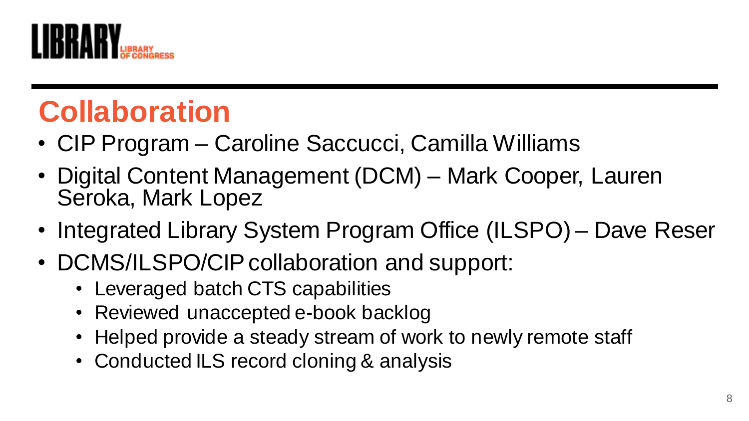# Collaboration

- CIP Program – Caroline Saccucci, Camilla Williams
- Digital Content Management (DCM) – Mark Cooper, Lauren Seroka, Mark Lopez
- Integrated Library System Program Office (ILSPO) – Dave Reser
- DCMS/ILSPO/CIP collaboration and support:
  - Leveraged batch CTS capabilities
  - Reviewed unaccepted e-book backlog
  - Helped provide a steady stream of work to newly remote staff
  - Conducted ILS record cloning & analysis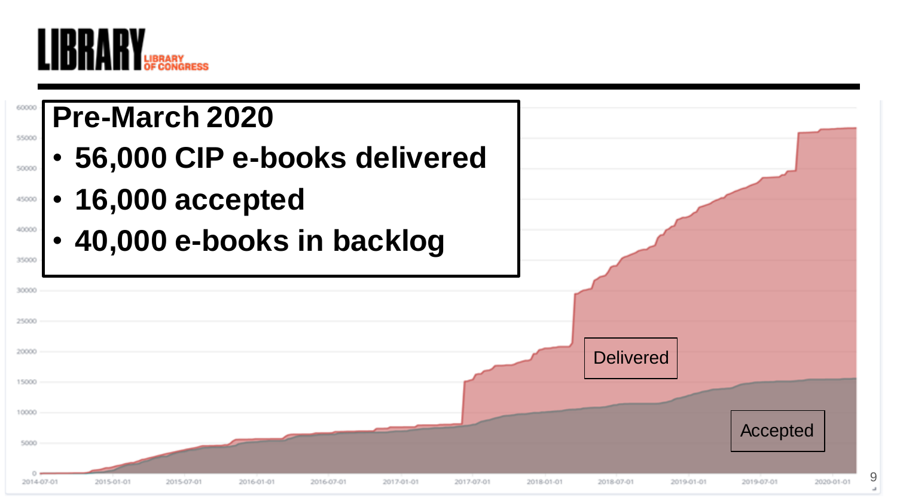# Pre-March 2020

- **56,000 CIP e-books delivered**
- **16,000 accepted**
- **40,000 e-books in backlog**

Delivered

Accepted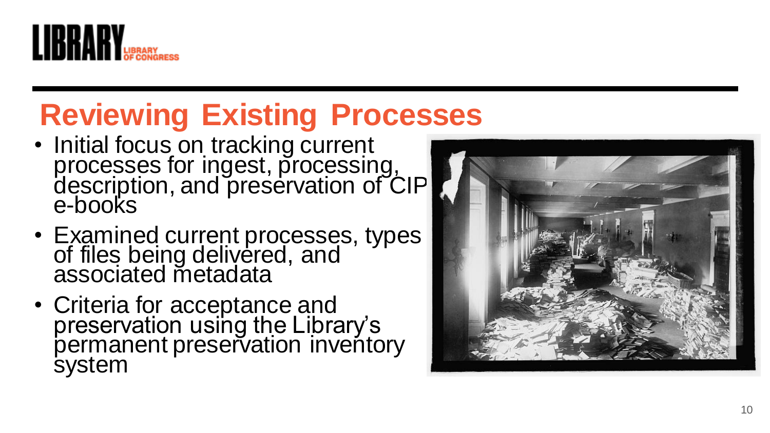# Reviewing Existing Processes

- Initial focus on tracking current processes for ingest, processing, description, and preservation of CIP e-books
- Examined current processes, types of files being delivered, and associated metadata
- Criteria for acceptance and preservation using the Library's permanent preservation inventory system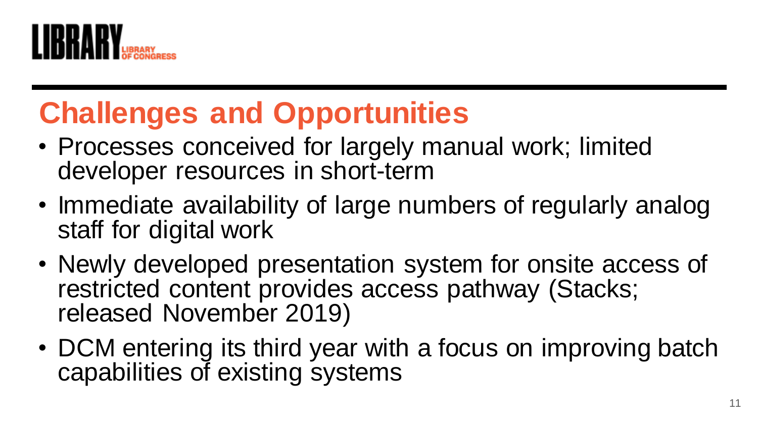## Challenges and Opportunities

- Processes conceived for largely manual work; limited developer resources in short-term
- Immediate availability of large numbers of regularly analog staff for digital work
- Newly developed presentation system for onsite access of restricted content provides access pathway (Stacks; released November 2019)
- DCM entering its third year with a focus on improving batch capabilities of existing systems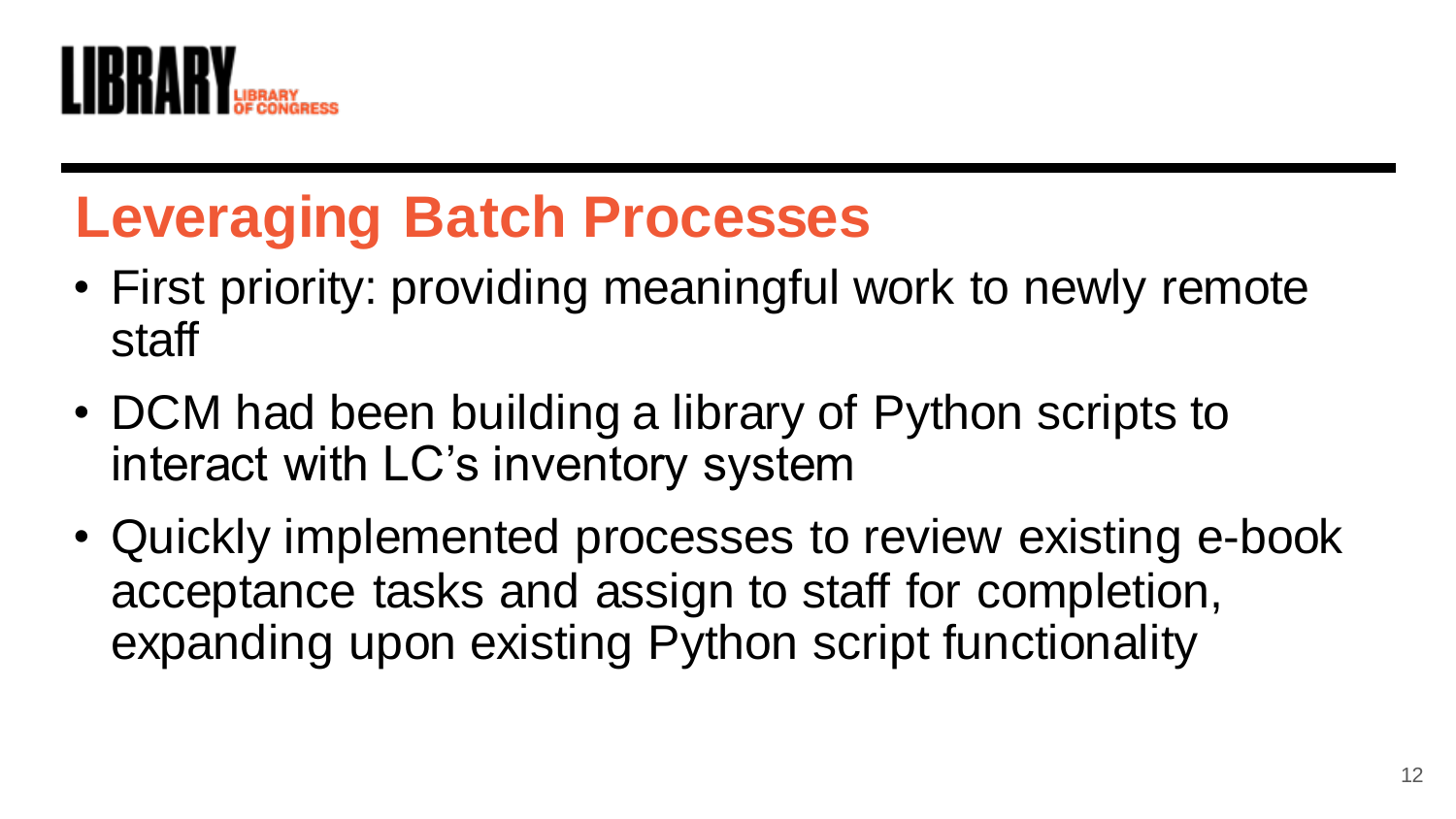# Leveraging Batch Processes

- First priority: providing meaningful work to newly remote staff
- DCM had been building a library of Python scripts to interact with LC's inventory system
- Quickly implemented processes to review existing e-book acceptance tasks and assign to staff for completion, expanding upon existing Python script functionality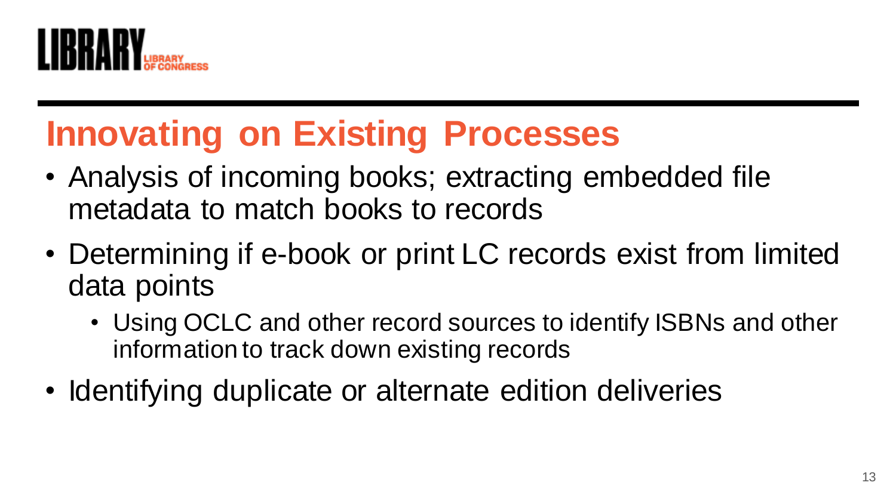# Innovating on Existing Processes

- Analysis of incoming books; extracting embedded file metadata to match books to records
- Determining if e-book or print LC records exist from limited data points
  - Using OCLC and other record sources to identify ISBNs and other information to track down existing records
- Identifying duplicate or alternate edition deliveries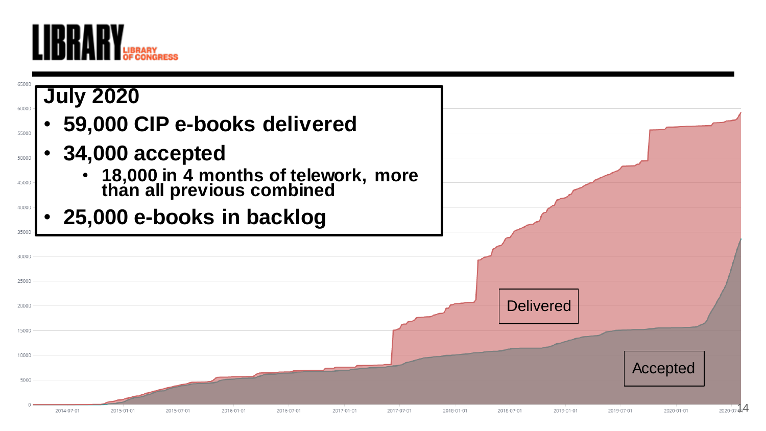# July 2020

- **59,000 CIP e-books delivered**
- **34,000 accepted**
  - **18,000 in 4 months of telework, more than all previous combined**
- **25,000 e-books in backlog**

Delivered

Accepted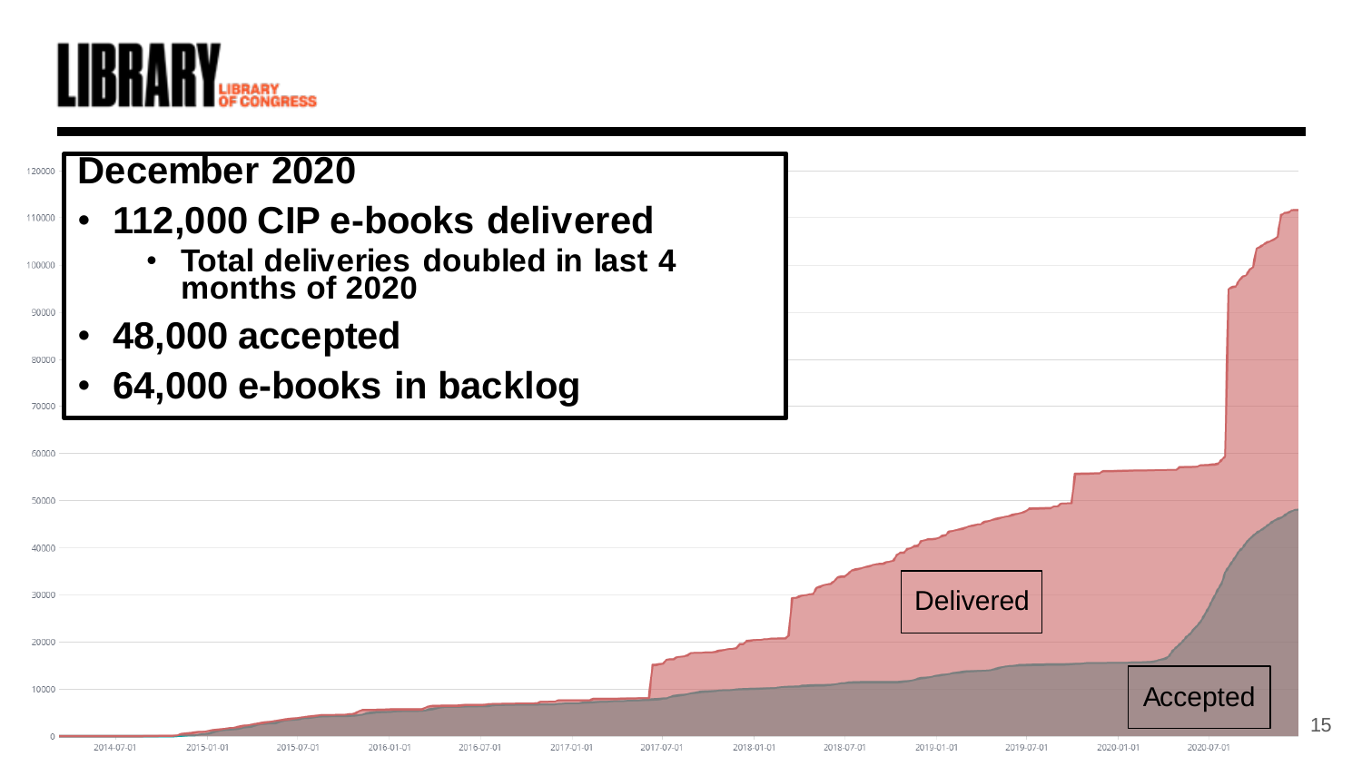## December 2020

- **112,000 CIP e-books delivered**
  - **Total deliveries doubled in last 4 months of 2020**
- **48,000 accepted**
- **64,000 e-books in backlog**

Delivered

Accepted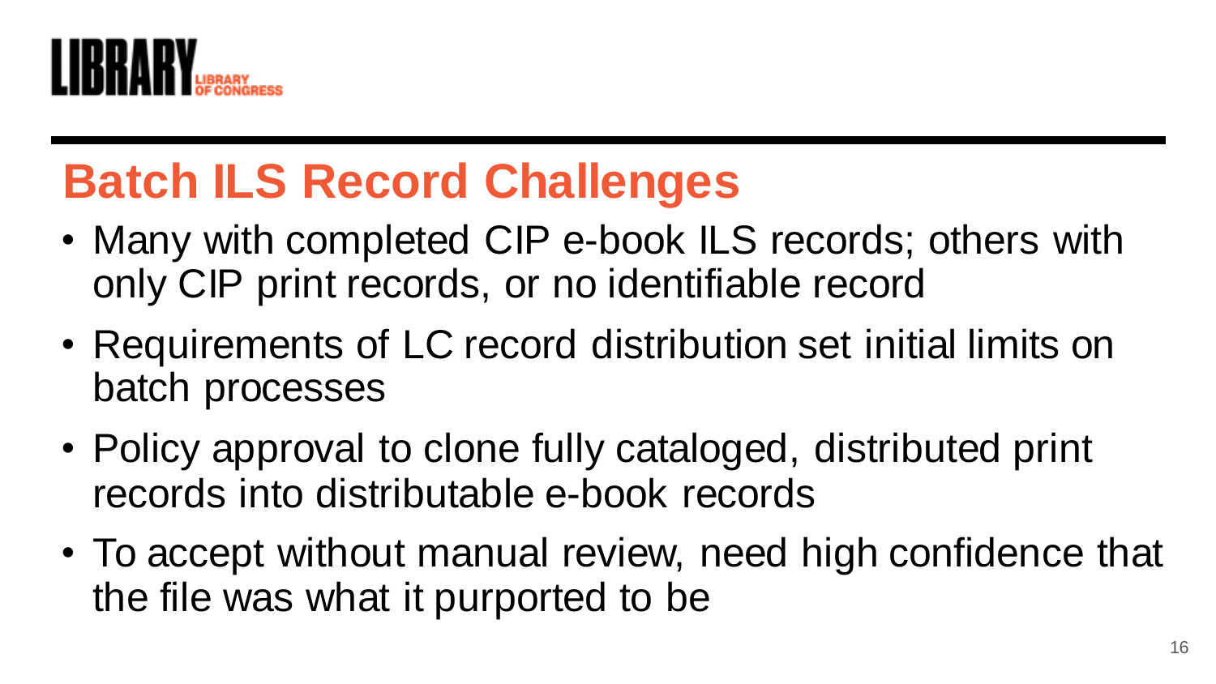# Batch ILS Record Challenges

- Many with completed CIP e-book ILS records; others with only CIP print records, or no identifiable record
- Requirements of LC record distribution set initial limits on batch processes
- Policy approval to clone fully cataloged, distributed print records into distributable e-book records
- To accept without manual review, need high confidence that the file was what it purported to be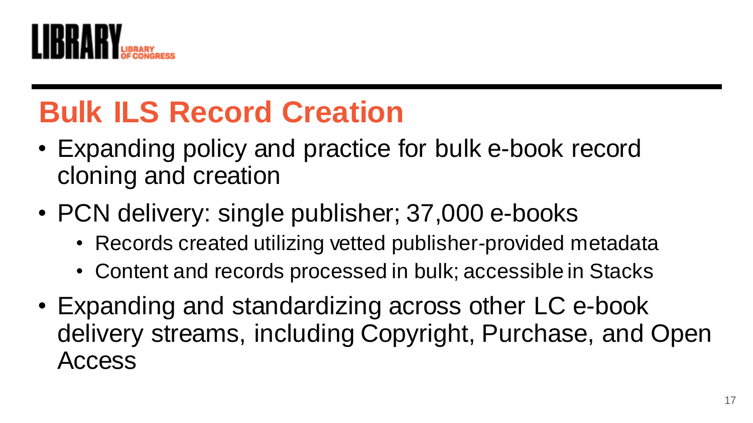# Bulk ILS Record Creation

- Expanding policy and practice for bulk e-book record cloning and creation
- PCN delivery: single publisher; 37,000 e-books
  - Records created utilizing vetted publisher-provided metadata
  - Content and records processed in bulk; accessible in Stacks
- Expanding and standardizing across other LC e-book delivery streams, including Copyright, Purchase, and Open Access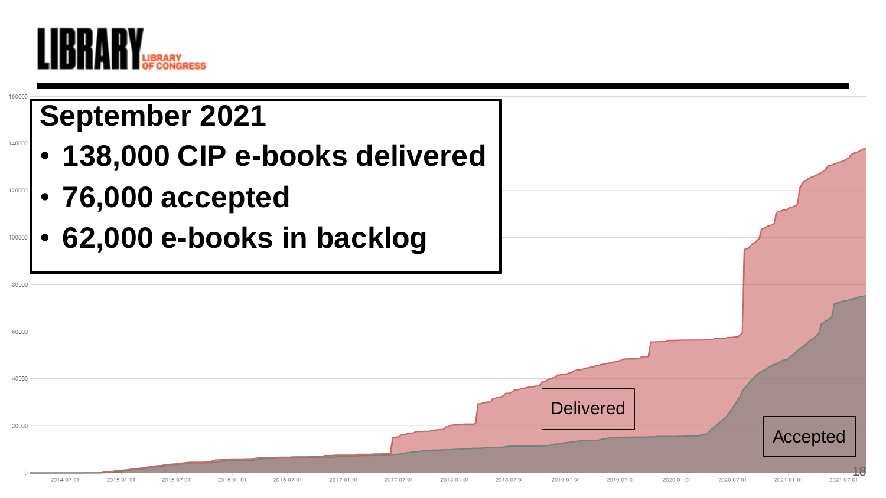# September 2021

- **138,000 CIP e-books delivered**
- **76,000 accepted**
- **62,000 e-books in backlog**

Delivered

Accepted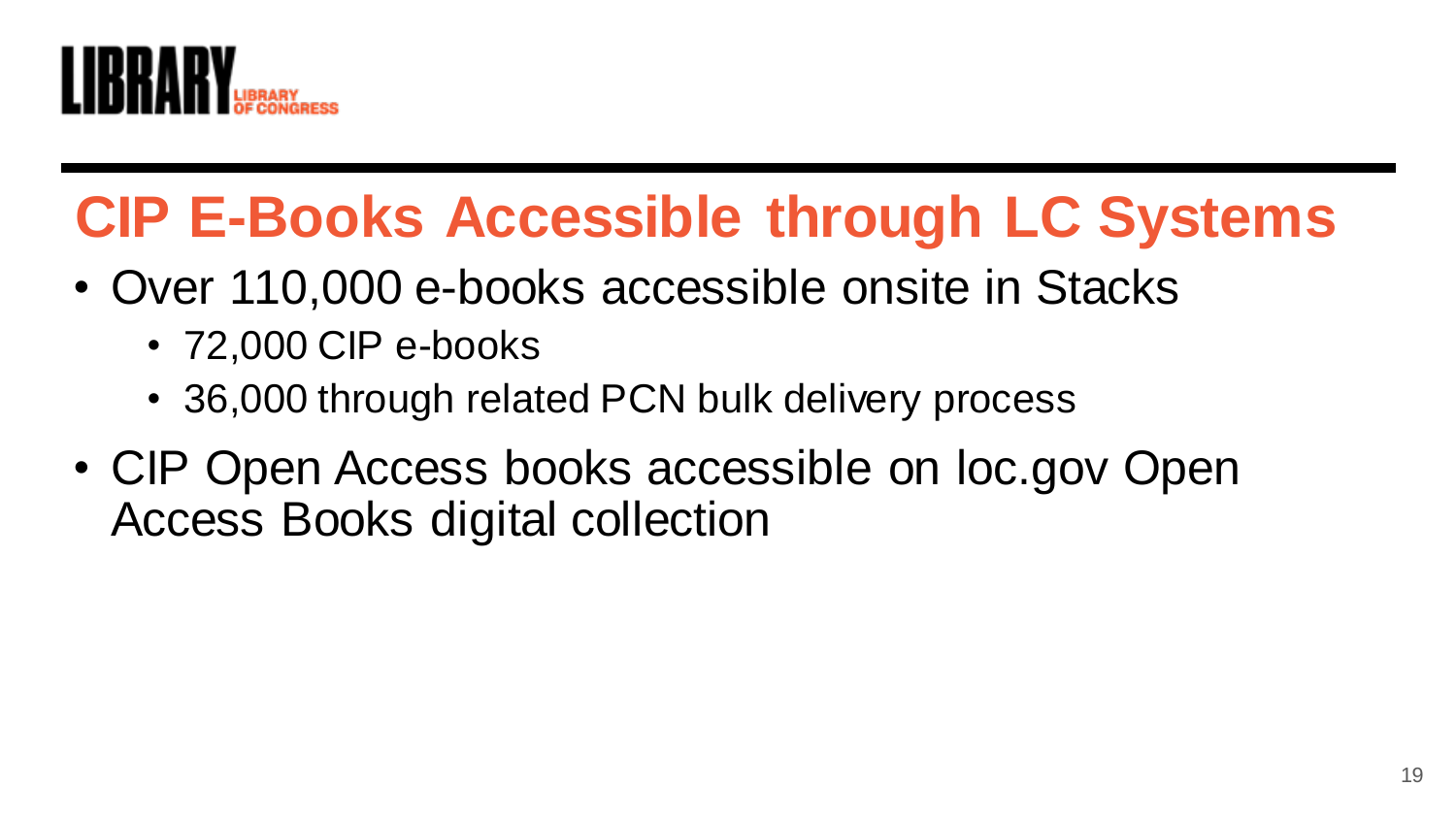# CIP E-Books Accessible through LC Systems

- Over 110,000 e-books accessible onsite in Stacks
  - 72,000 CIP e-books
  - 36,000 through related PCN bulk delivery process
- CIP Open Access books accessible on loc.gov Open Access Books digital collection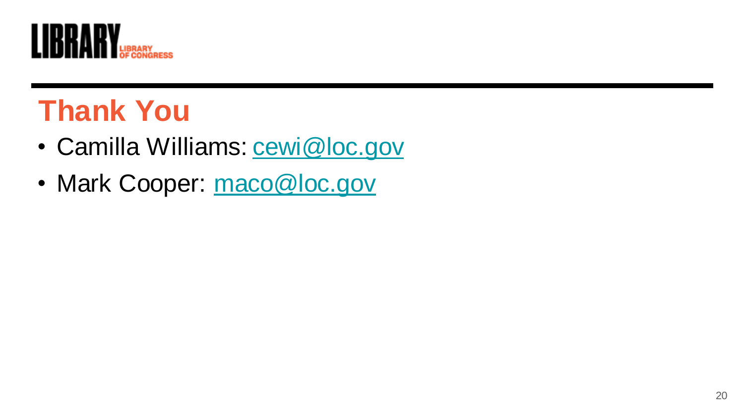# Thank You

- Camilla Williams: [cewi@loc.gov](mailto:cewi@loc.gov)
- Mark Cooper: [maco@loc.gov](mailto:maco@loc.gov)